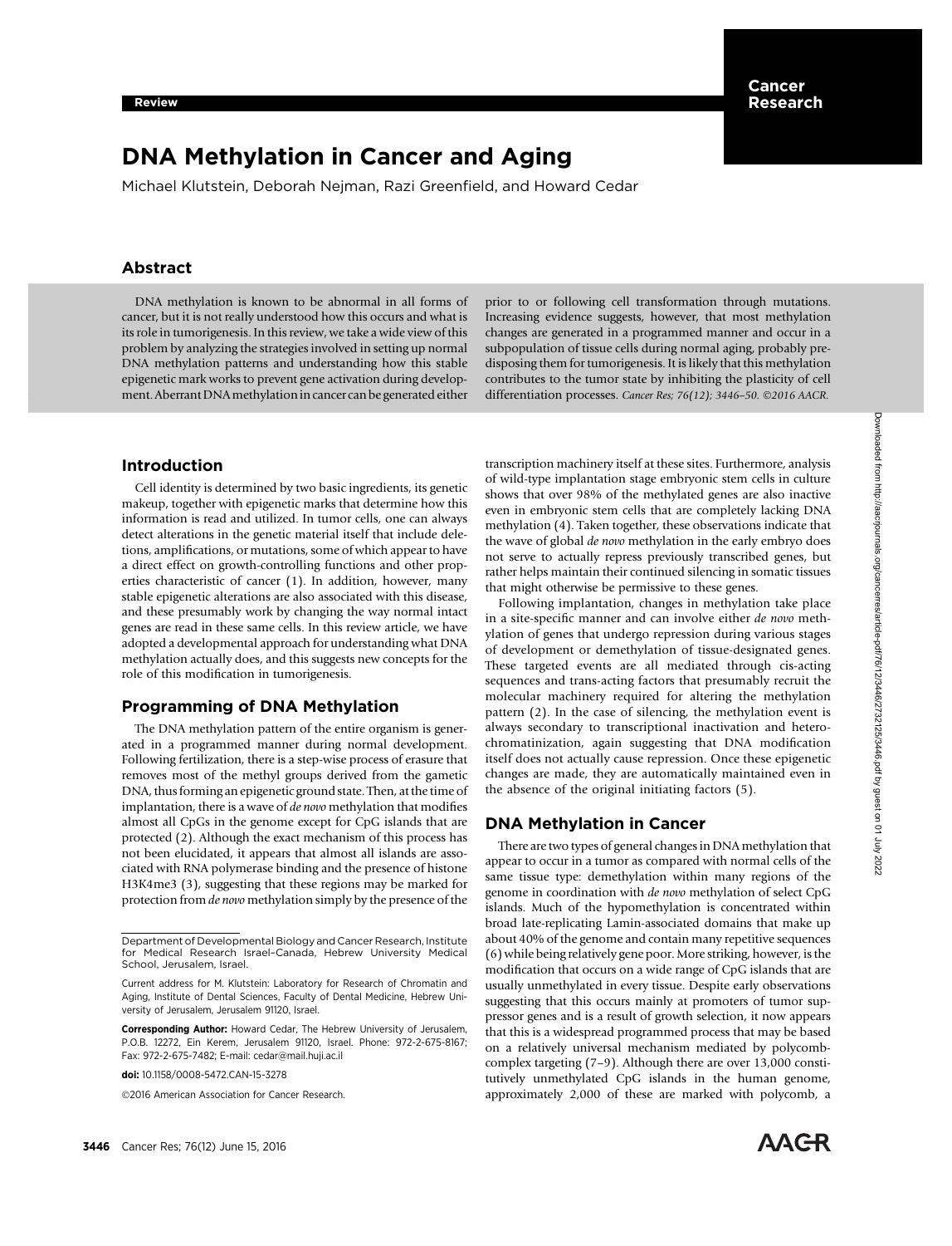Review

# DNA Methylation in Cancer and Aging

Michael Klutstein, Deborah Nejman, Razi Greenfield, and Howard Cedar

## Abstract

DNA methylation is known to be abnormal in all forms of cancer, but it is not really understood how this occurs and what is its role in tumorigenesis. In this review, we take a wide view of this problem by analyzing the strategies involved in setting up normal DNA methylation patterns and understanding how this stable epigenetic mark works to prevent gene activation during development. Aberrant DNA methylation in cancer can be generated either prior to or following cell transformation through mutations. Increasing evidence suggests, however, that most methylation changes are generated in a programmed manner and occur in a subpopulation of tissue cells during normal aging, probably predisposing them for tumorigenesis. It is likely that this methylation contributes to the tumor state by inhibiting the plasticity of cell differentiation processes. *Cancer Res; 76(12); 3446–50. ©2016 AACR.*

## Introduction

Cell identity is determined by two basic ingredients, its genetic makeup, together with epigenetic marks that determine how this information is read and utilized. In tumor cells, one can always detect alterations in the genetic material itself that include deletions, amplifications, or mutations, some of which appear to have a direct effect on growth-controlling functions and other properties characteristic of cancer (1). In addition, however, many stable epigenetic alterations are also associated with this disease, and these presumably work by changing the way normal intact genes are read in these same cells. In this review article, we have adopted a developmental approach for understanding what DNA methylation actually does, and this suggests new concepts for the role of this modification in tumorigenesis.

## Programming of DNA Methylation

The DNA methylation pattern of the entire organism is generated in a programmed manner during normal development. Following fertilization, there is a step-wise process of erasure that removes most of the methyl groups derived from the gametic DNA, thus forming an epigenetic ground state. Then, at the time of implantation, there is a wave of *de novo* methylation that modifies almost all CpGs in the genome except for CpG islands that are protected (2). Although the exact mechanism of this process has not been elucidated, it appears that almost all islands are associated with RNA polymerase binding and the presence of histone H3K4me3 (3), suggesting that these regions may be marked for protection from *de novo* methylation simply by the presence of the transcription machinery itself at these sites. Furthermore, analysis of wild-type implantation stage embryonic stem cells in culture shows that over 98% of the methylated genes are also inactive even in embryonic stem cells that are completely lacking DNA methylation (4). Taken together, these observations indicate that the wave of global *de novo* methylation in the early embryo does not serve to actually repress previously transcribed genes, but rather helps maintain their continued silencing in somatic tissues that might otherwise be permissive to these genes.

Following implantation, changes in methylation take place in a site-specific manner and can involve either *de novo* methylation of genes that undergo repression during various stages of development or demethylation of tissue-designated genes. These targeted events are all mediated through cis-acting sequences and trans-acting factors that presumably recruit the molecular machinery required for altering the methylation pattern (2). In the case of silencing, the methylation event is always secondary to transcriptional inactivation and heterochromatinization, again suggesting that DNA modification itself does not actually cause repression. Once these epigenetic changes are made, they are automatically maintained even in the absence of the original initiating factors (5).

## DNA Methylation in Cancer

There are two types of general changes in DNA methylation that appear to occur in a tumor as compared with normal cells of the same tissue type: demethylation within many regions of the genome in coordination with *de novo* methylation of select CpG islands. Much of the hypomethylation is concentrated within broad late-replicating Lamin-associated domains that make up about 40% of the genome and contain many repetitive sequences (6) while being relatively gene poor. More striking, however, is the modification that occurs on a wide range of CpG islands that are usually unmethylated in every tissue. Despite early observations suggesting that this occurs mainly at promoters of tumor suppressor genes and is a result of growth selection, it now appears that this is a widespread programmed process that may be based on a relatively universal mechanism mediated by polycomb-complex targeting (7–9). Although there are over 13,000 constitutively unmethylated CpG islands in the human genome, approximately 2,000 of these are marked with polycomb, a

Department of Developmental Biology and Cancer Research, Institute for Medical Research Israel–Canada, Hebrew University Medical School, Jerusalem, Israel.

Current address for M. Klutstein: Laboratory for Research of Chromatin and Aging, Institute of Dental Sciences, Faculty of Dental Medicine, Hebrew University of Jerusalem, Jerusalem 91120, Israel.

**Corresponding Author:** Howard Cedar, The Hebrew University of Jerusalem, P.O.B. 12272, Ein Kerem, Jerusalem 91120, Israel. Phone: 972-2-675-8167; Fax: 972-2-675-7482; E-mail: cedar@mail.huji.ac.il

**doi:** 10.1158/0008-5472.CAN-15-3278

©2016 American Association for Cancer Research.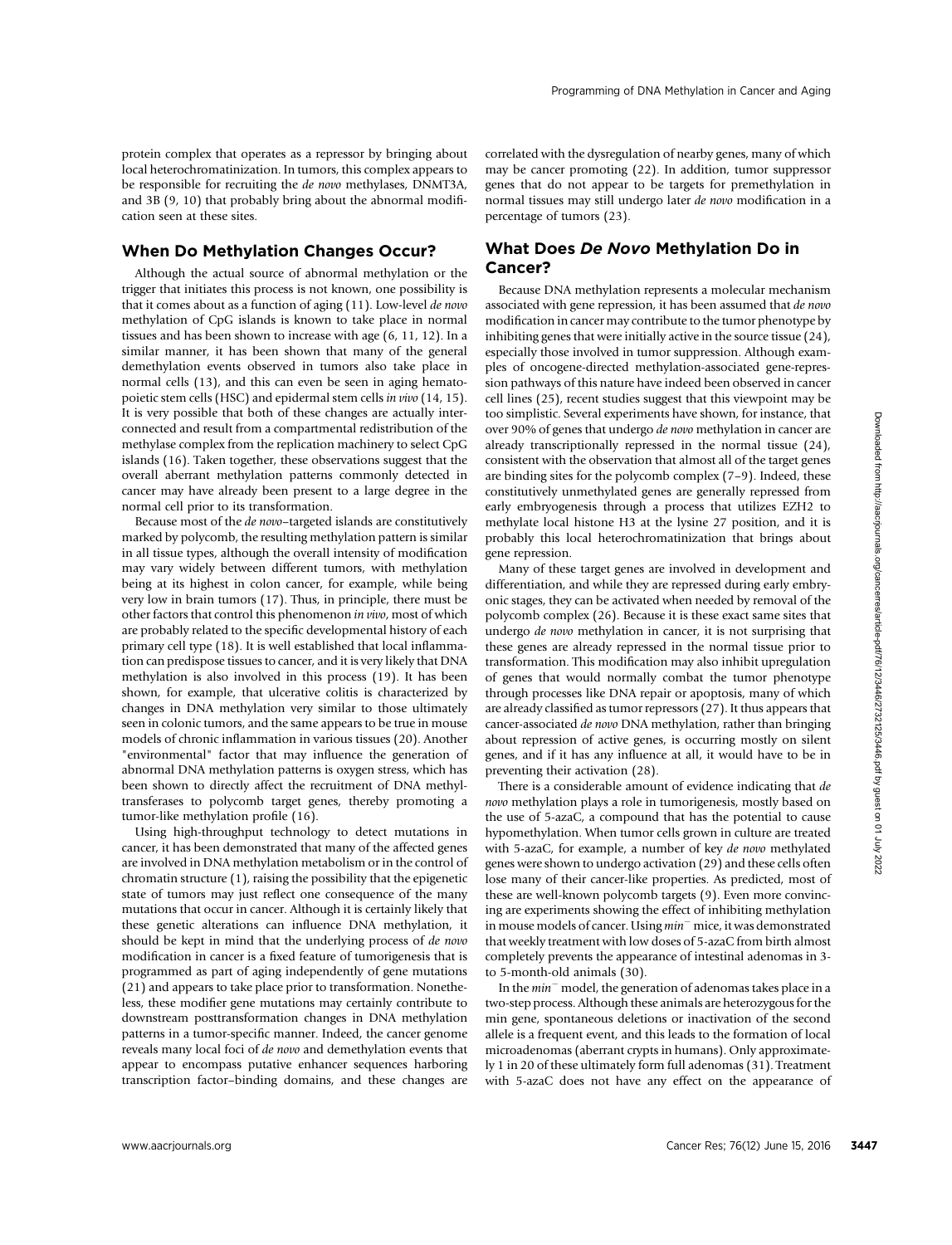protein complex that operates as a repressor by bringing about local heterochromatinization. In tumors, this complex appears to be responsible for recruiting the *de novo* methylases, DNMT3A, and 3B (9, 10) that probably bring about the abnormal modification seen at these sites.

## When Do Methylation Changes Occur?

Although the actual source of abnormal methylation or the trigger that initiates this process is not known, one possibility is that it comes about as a function of aging (11). Low-level *de novo* methylation of CpG islands is known to take place in normal tissues and has been shown to increase with age (6, 11, 12). In a similar manner, it has been shown that many of the general demethylation events observed in tumors also take place in normal cells (13), and this can even be seen in aging hematopoietic stem cells (HSC) and epidermal stem cells *in vivo* (14, 15). It is very possible that both of these changes are actually interconnected and result from a compartmental redistribution of the methylase complex from the replication machinery to select CpG islands (16). Taken together, these observations suggest that the overall aberrant methylation patterns commonly detected in cancer may have already been present to a large degree in the normal cell prior to its transformation.

Because most of the *de novo*–targeted islands are constitutively marked by polycomb, the resulting methylation pattern is similar in all tissue types, although the overall intensity of modification may vary widely between different tumors, with methylation being at its highest in colon cancer, for example, while being very low in brain tumors (17). Thus, in principle, there must be other factors that control this phenomenon *in vivo*, most of which are probably related to the specific developmental history of each primary cell type (18). It is well established that local inflammation can predispose tissues to cancer, and it is very likely that DNA methylation is also involved in this process (19). It has been shown, for example, that ulcerative colitis is characterized by changes in DNA methylation very similar to those ultimately seen in colonic tumors, and the same appears to be true in mouse models of chronic inflammation in various tissues (20). Another "environmental" factor that may influence the generation of abnormal DNA methylation patterns is oxygen stress, which has been shown to directly affect the recruitment of DNA methyltransferases to polycomb target genes, thereby promoting a tumor-like methylation profile (16).

Using high-throughput technology to detect mutations in cancer, it has been demonstrated that many of the affected genes are involved in DNA methylation metabolism or in the control of chromatin structure (1), raising the possibility that the epigenetic state of tumors may just reflect one consequence of the many mutations that occur in cancer. Although it is certainly likely that these genetic alterations can influence DNA methylation, it should be kept in mind that the underlying process of *de novo* modification in cancer is a fixed feature of tumorigenesis that is programmed as part of aging independently of gene mutations (21) and appears to take place prior to transformation. Nonetheless, these modifier gene mutations may certainly contribute to downstream posttransformation changes in DNA methylation patterns in a tumor-specific manner. Indeed, the cancer genome reveals many local foci of *de novo* and demethylation events that appear to encompass putative enhancer sequences harboring transcription factor–binding domains, and these changes are correlated with the dysregulation of nearby genes, many of which may be cancer promoting (22). In addition, tumor suppressor genes that do not appear to be targets for premethylation in normal tissues may still undergo later *de novo* modification in a percentage of tumors (23).

## What Does *De Novo* Methylation Do in Cancer?

Because DNA methylation represents a molecular mechanism associated with gene repression, it has been assumed that *de novo* modification in cancer may contribute to the tumor phenotype by inhibiting genes that were initially active in the source tissue (24), especially those involved in tumor suppression. Although examples of oncogene-directed methylation-associated gene-repression pathways of this nature have indeed been observed in cancer cell lines (25), recent studies suggest that this viewpoint may be too simplistic. Several experiments have shown, for instance, that over 90% of genes that undergo *de novo* methylation in cancer are already transcriptionally repressed in the normal tissue (24), consistent with the observation that almost all of the target genes are binding sites for the polycomb complex (7–9). Indeed, these constitutively unmethylated genes are generally repressed from early embryogenesis through a process that utilizes EZH2 to methylate local histone H3 at the lysine 27 position, and it is probably this local heterochromatinization that brings about gene repression.

Many of these target genes are involved in development and differentiation, and while they are repressed during early embryonic stages, they can be activated when needed by removal of the polycomb complex (26). Because it is these exact same sites that undergo *de novo* methylation in cancer, it is not surprising that these genes are already repressed in the normal tissue prior to transformation. This modification may also inhibit upregulation of genes that would normally combat the tumor phenotype through processes like DNA repair or apoptosis, many of which are already classified as tumor repressors (27). It thus appears that cancer-associated *de novo* DNA methylation, rather than bringing about repression of active genes, is occurring mostly on silent genes, and if it has any influence at all, it would have to be in preventing their activation (28).

There is a considerable amount of evidence indicating that *de novo* methylation plays a role in tumorigenesis, mostly based on the use of 5-azaC, a compound that has the potential to cause hypomethylation. When tumor cells grown in culture are treated with 5-azaC, for example, a number of key *de novo* methylated genes were shown to undergo activation (29) and these cells often lose many of their cancer-like properties. As predicted, most of these are well-known polycomb targets (9). Even more convincing are experiments showing the effect of inhibiting methylation in mouse models of cancer. Using *min*$^-$ mice, it was demonstrated that weekly treatment with low doses of 5-azaC from birth almost completely prevents the appearance of intestinal adenomas in 3- to 5-month-old animals (30).

In the *min*$^-$ model, the generation of adenomas takes place in a two-step process. Although these animals are heterozygous for the min gene, spontaneous deletions or inactivation of the second allele is a frequent event, and this leads to the formation of local microadenomas (aberrant crypts in humans). Only approximately 1 in 20 of these ultimately form full adenomas (31). Treatment with 5-azaC does not have any effect on the appearance of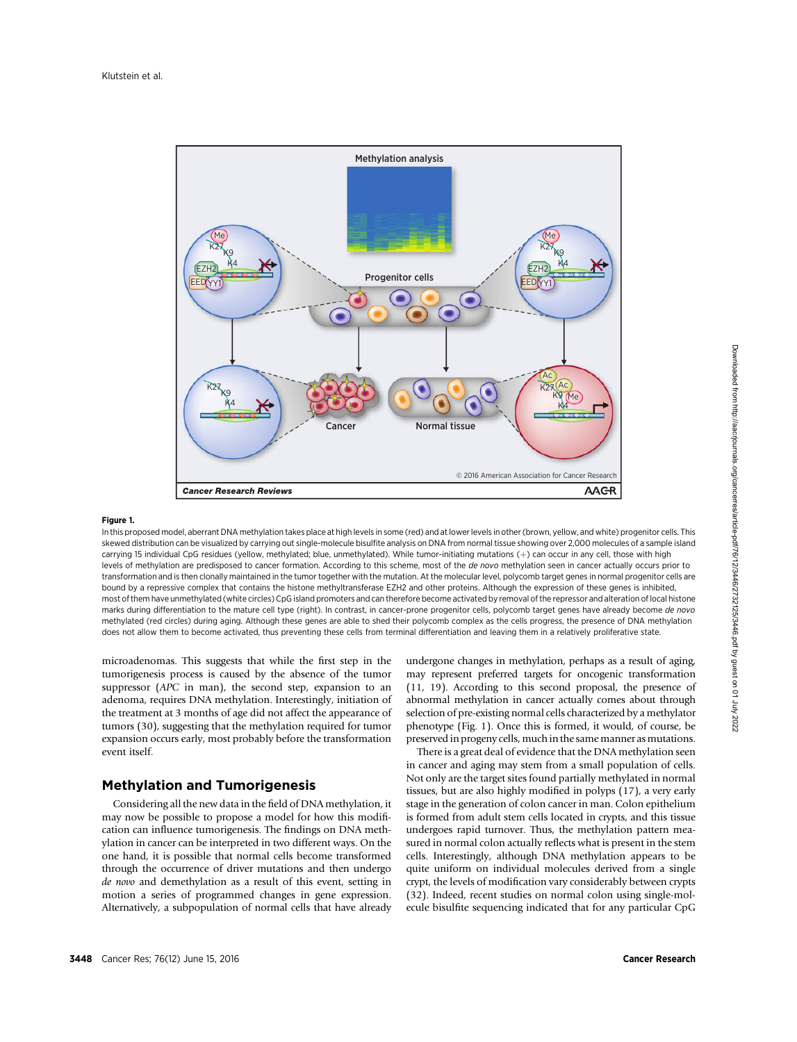Methylation analysis

Progenitor cells

Cancer

Normal tissue

© 2016 American Association for Cancer Research

**Figure 1.**

In this proposed model, aberrant DNA methylation takes place at high levels in some (red) and at lower levels in other (brown, yellow, and white) progenitor cells. This skewed distribution can be visualized by carrying out single-molecule bisulfite analysis on DNA from normal tissue showing over 2,000 molecules of a sample island carrying 15 individual CpG residues (yellow, methylated; blue, unmethylated). While tumor-initiating mutations (+) can occur in any cell, those with high levels of methylation are predisposed to cancer formation. According to this scheme, most of the *de novo* methylation seen in cancer actually occurs prior to transformation and is then clonally maintained in the tumor together with the mutation. At the molecular level, polycomb target genes in normal progenitor cells are bound by a repressive complex that contains the histone methyltransferase EZH2 and other proteins. Although the expression of these genes is inhibited, most of them have unmethylated (white circles) CpG island promoters and can therefore become activated by removal of the repressor and alteration of local histone marks during differentiation to the mature cell type (right). In contrast, in cancer-prone progenitor cells, polycomb target genes have already become *de novo* methylated (red circles) during aging. Although these genes are able to shed their polycomb complex as the cells progress, the presence of DNA methylation does not allow them to become activated, thus preventing these cells from terminal differentiation and leaving them in a relatively proliferative state.

microadenomas. This suggests that while the first step in the tumorigenesis process is caused by the absence of the tumor suppressor (*APC* in man), the second step, expansion to an adenoma, requires DNA methylation. Interestingly, initiation of the treatment at 3 months of age did not affect the appearance of tumors (30), suggesting that the methylation required for tumor expansion occurs early, most probably before the transformation event itself.

## Methylation and Tumorigenesis

Considering all the new data in the field of DNA methylation, it may now be possible to propose a model for how this modification can influence tumorigenesis. The findings on DNA methylation in cancer can be interpreted in two different ways. On the one hand, it is possible that normal cells become transformed through the occurrence of driver mutations and then undergo *de novo* and demethylation as a result of this event, setting in motion a series of programmed changes in gene expression. Alternatively, a subpopulation of normal cells that have already undergone changes in methylation, perhaps as a result of aging, may represent preferred targets for oncogenic transformation (11, 19). According to this second proposal, the presence of abnormal methylation in cancer actually comes about through selection of pre-existing normal cells characterized by a methylator phenotype (Fig. 1). Once this is formed, it would, of course, be preserved in progeny cells, much in the same manner as mutations.

There is a great deal of evidence that the DNA methylation seen in cancer and aging may stem from a small population of cells. Not only are the target sites found partially methylated in normal tissues, but are also highly modified in polyps (17), a very early stage in the generation of colon cancer in man. Colon epithelium is formed from adult stem cells located in crypts, and this tissue undergoes rapid turnover. Thus, the methylation pattern measured in normal colon actually reflects what is present in the stem cells. Interestingly, although DNA methylation appears to be quite uniform on individual molecules derived from a single crypt, the levels of modification vary considerably between crypts (32). Indeed, recent studies on normal colon using single-molecule bisulfite sequencing indicated that for any particular CpG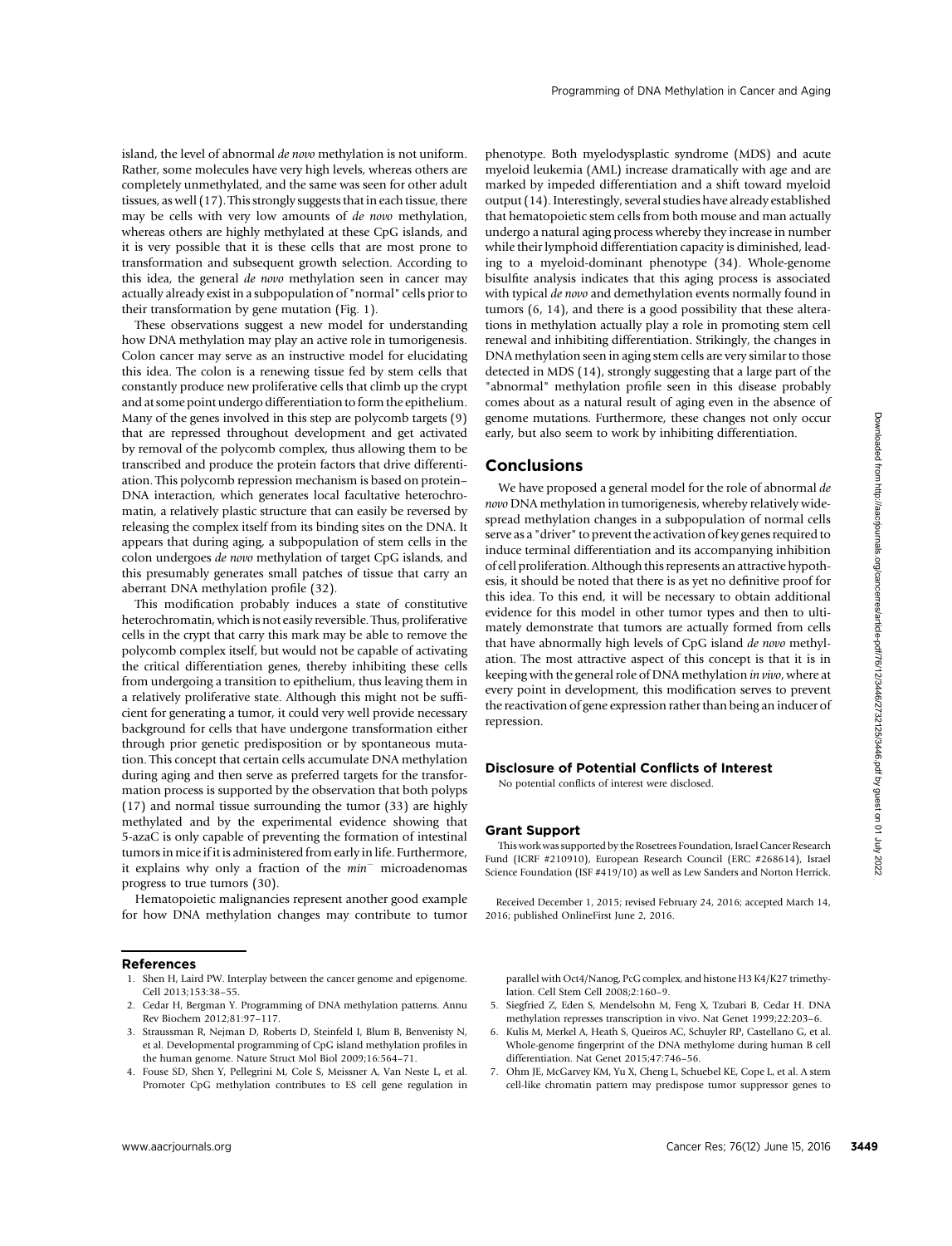island, the level of abnormal *de novo* methylation is not uniform. Rather, some molecules have very high levels, whereas others are completely unmethylated, and the same was seen for other adult tissues, as well (17). This strongly suggests that in each tissue, there may be cells with very low amounts of *de novo* methylation, whereas others are highly methylated at these CpG islands, and it is very possible that it is these cells that are most prone to transformation and subsequent growth selection. According to this idea, the general *de novo* methylation seen in cancer may actually already exist in a subpopulation of "normal" cells prior to their transformation by gene mutation (Fig. 1).

These observations suggest a new model for understanding how DNA methylation may play an active role in tumorigenesis. Colon cancer may serve as an instructive model for elucidating this idea. The colon is a renewing tissue fed by stem cells that constantly produce new proliferative cells that climb up the crypt and at some point undergo differentiation to form the epithelium. Many of the genes involved in this step are polycomb targets (9) that are repressed throughout development and get activated by removal of the polycomb complex, thus allowing them to be transcribed and produce the protein factors that drive differentiation. This polycomb repression mechanism is based on protein–DNA interaction, which generates local facultative heterochromatin, a relatively plastic structure that can easily be reversed by releasing the complex itself from its binding sites on the DNA. It appears that during aging, a subpopulation of stem cells in the colon undergoes *de novo* methylation of target CpG islands, and this presumably generates small patches of tissue that carry an aberrant DNA methylation profile (32).

This modification probably induces a state of constitutive heterochromatin, which is not easily reversible. Thus, proliferative cells in the crypt that carry this mark may be able to remove the polycomb complex itself, but would not be capable of activating the critical differentiation genes, thereby inhibiting these cells from undergoing a transition to epithelium, thus leaving them in a relatively proliferative state. Although this might not be sufficient for generating a tumor, it could very well provide necessary background for cells that have undergone transformation either through prior genetic predisposition or by spontaneous mutation. This concept that certain cells accumulate DNA methylation during aging and then serve as preferred targets for the transformation process is supported by the observation that both polyps (17) and normal tissue surrounding the tumor (33) are highly methylated and by the experimental evidence showing that 5-azaC is only capable of preventing the formation of intestinal tumors in mice if it is administered from early in life. Furthermore, it explains why only a fraction of the *min*$^{-}$ microadenomas progress to true tumors (30).

Hematopoietic malignancies represent another good example for how DNA methylation changes may contribute to tumor phenotype. Both myelodysplastic syndrome (MDS) and acute myeloid leukemia (AML) increase dramatically with age and are marked by impeded differentiation and a shift toward myeloid output (14). Interestingly, several studies have already established that hematopoietic stem cells from both mouse and man actually undergo a natural aging process whereby they increase in number while their lymphoid differentiation capacity is diminished, leading to a myeloid-dominant phenotype (34). Whole-genome bisulfite analysis indicates that this aging process is associated with typical *de novo* and demethylation events normally found in tumors (6, 14), and there is a good possibility that these alterations in methylation actually play a role in promoting stem cell renewal and inhibiting differentiation. Strikingly, the changes in DNA methylation seen in aging stem cells are very similar to those detected in MDS (14), strongly suggesting that a large part of the "abnormal" methylation profile seen in this disease probably comes about as a natural result of aging even in the absence of genome mutations. Furthermore, these changes not only occur early, but also seem to work by inhibiting differentiation.

## Conclusions

We have proposed a general model for the role of abnormal *de novo* DNA methylation in tumorigenesis, whereby relatively widespread methylation changes in a subpopulation of normal cells serve as a "driver" to prevent the activation of key genes required to induce terminal differentiation and its accompanying inhibition of cell proliferation. Although this represents an attractive hypothesis, it should be noted that there is as yet no definitive proof for this idea. To this end, it will be necessary to obtain additional evidence for this model in other tumor types and then to ultimately demonstrate that tumors are actually formed from cells that have abnormally high levels of CpG island *de novo* methylation. The most attractive aspect of this concept is that it is in keeping with the general role of DNA methylation *in vivo*, where at every point in development, this modification serves to prevent the reactivation of gene expression rather than being an inducer of repression.

### Disclosure of Potential Conflicts of Interest

No potential conflicts of interest were disclosed.

### Grant Support

This work was supported by the Rosetrees Foundation, Israel Cancer Research Fund (ICRF #210910), European Research Council (ERC #268614), Israel Science Foundation (ISF #419/10) as well as Lew Sanders and Norton Herrick.

Received December 1, 2015; revised February 24, 2016; accepted March 14, 2016; published OnlineFirst June 2, 2016.

### References

1. Shen H, Laird PW. Interplay between the cancer genome and epigenome. Cell 2013;153:38–55.
2. Cedar H, Bergman Y. Programming of DNA methylation patterns. Annu Rev Biochem 2012;81:97–117.
3. Straussman R, Nejman D, Roberts D, Steinfeld I, Blum B, Benvenisty N, et al. Developmental programming of CpG island methylation profiles in the human genome. Nature Struct Mol Biol 2009;16:564–71.
4. Fouse SD, Shen Y, Pellegrini M, Cole S, Meissner A, Van Neste L, et al. Promoter CpG methylation contributes to ES cell gene regulation in parallel with Oct4/Nanog, PcG complex, and histone H3 K4/K27 trimethylation. Cell Stem Cell 2008;2:160–9.
5. Siegfried Z, Eden S, Mendelsohn M, Feng X, Tzubari B, Cedar H. DNA methylation represses transcription in vivo. Nat Genet 1999;22:203–6.
6. Kulis M, Merkel A, Heath S, Queiros AC, Schuyler RP, Castellano G, et al. Whole-genome fingerprint of the DNA methylome during human B cell differentiation. Nat Genet 2015;47:746–56.
7. Ohm JE, McGarvey KM, Yu X, Cheng L, Schuebel KE, Cope L, et al. A stem cell-like chromatin pattern may predispose tumor suppressor genes to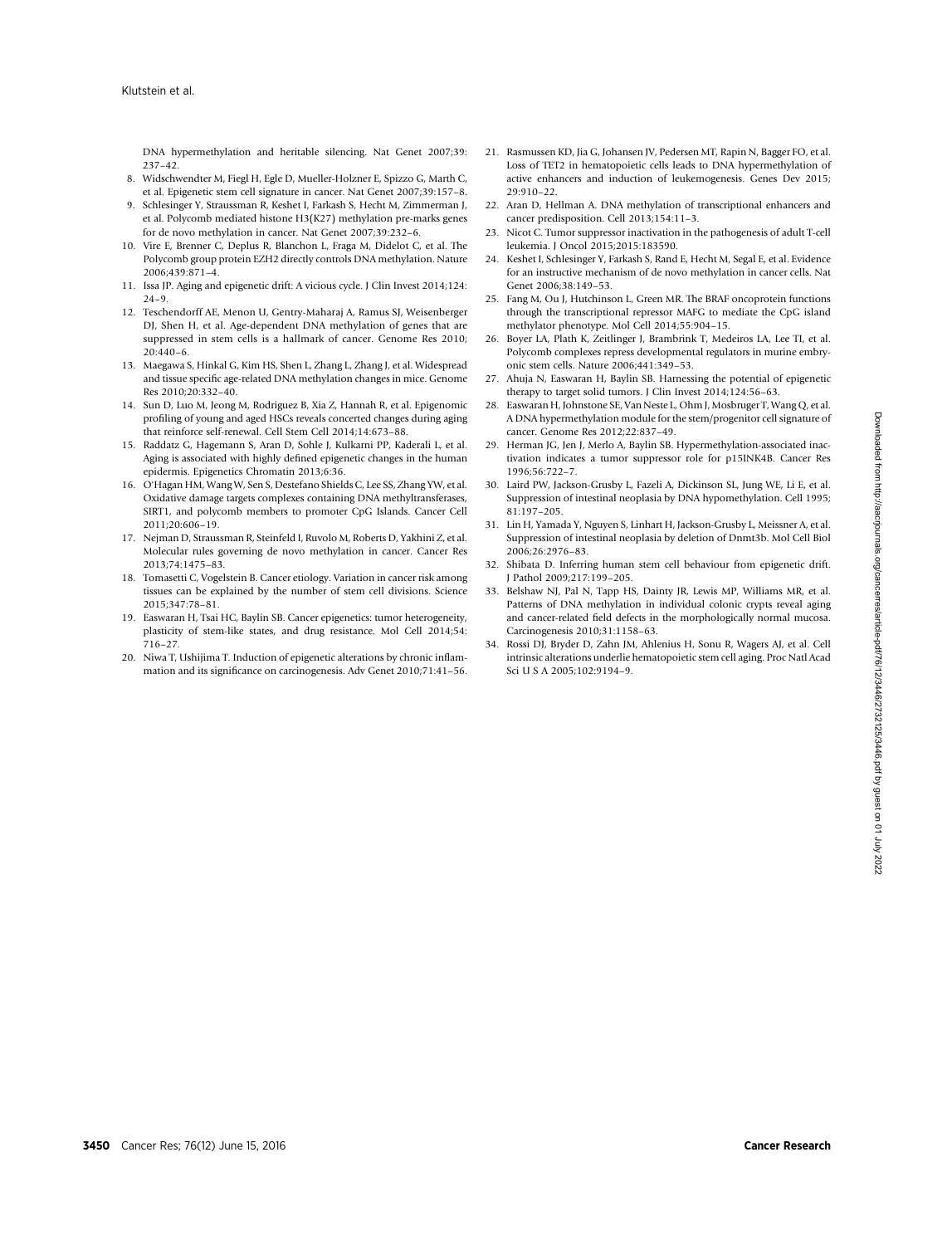DNA hypermethylation and heritable silencing. Nat Genet 2007;39: 237–42.

8. Widschwendter M, Fiegl H, Egle D, Mueller-Holzner E, Spizzo G, Marth C, et al. Epigenetic stem cell signature in cancer. Nat Genet 2007;39:157–8.
9. Schlesinger Y, Straussman R, Keshet I, Farkash S, Hecht M, Zimmerman J, et al. Polycomb mediated histone H3(K27) methylation pre-marks genes for de novo methylation in cancer. Nat Genet 2007;39:232–6.
10. Vire E, Brenner C, Deplus R, Blanchon L, Fraga M, Didelot C, et al. The Polycomb group protein EZH2 directly controls DNA methylation. Nature 2006;439:871–4.
11. Issa JP. Aging and epigenetic drift: A vicious cycle. J Clin Invest 2014;124: 24–9.
12. Teschendorff AE, Menon U, Gentry-Maharaj A, Ramus SJ, Weisenberger DJ, Shen H, et al. Age-dependent DNA methylation of genes that are suppressed in stem cells is a hallmark of cancer. Genome Res 2010; 20:440–6.
13. Maegawa S, Hinkal G, Kim HS, Shen L, Zhang L, Zhang J, et al. Widespread and tissue specific age-related DNA methylation changes in mice. Genome Res 2010;20:332–40.
14. Sun D, Luo M, Jeong M, Rodriguez B, Xia Z, Hannah R, et al. Epigenomic profiling of young and aged HSCs reveals concerted changes during aging that reinforce self-renewal. Cell Stem Cell 2014;14:673–88.
15. Raddatz G, Hagemann S, Aran D, Sohle J, Kulkarni PP, Kaderali L, et al. Aging is associated with highly defined epigenetic changes in the human epidermis. Epigenetics Chromatin 2013;6:36.
16. O'Hagan HM, Wang W, Sen S, Destefano Shields C, Lee SS, Zhang YW, et al. Oxidative damage targets complexes containing DNA methyltransferases, SIRT1, and polycomb members to promoter CpG Islands. Cancer Cell 2011;20:606–19.
17. Nejman D, Straussman R, Steinfeld I, Ruvolo M, Roberts D, Yakhini Z, et al. Molecular rules governing de novo methylation in cancer. Cancer Res 2013;74:1475–83.
18. Tomasetti C, Vogelstein B. Cancer etiology. Variation in cancer risk among tissues can be explained by the number of stem cell divisions. Science 2015;347:78–81.
19. Easwaran H, Tsai HC, Baylin SB. Cancer epigenetics: tumor heterogeneity, plasticity of stem-like states, and drug resistance. Mol Cell 2014;54: 716–27.
20. Niwa T, Ushijima T. Induction of epigenetic alterations by chronic inflammation and its significance on carcinogenesis. Adv Genet 2010;71:41–56.
21. Rasmussen KD, Jia G, Johansen JV, Pedersen MT, Rapin N, Bagger FO, et al. Loss of TET2 in hematopoietic cells leads to DNA hypermethylation of active enhancers and induction of leukemogenesis. Genes Dev 2015; 29:910–22.
22. Aran D, Hellman A. DNA methylation of transcriptional enhancers and cancer predisposition. Cell 2013;154:11–3.
23. Nicot C. Tumor suppressor inactivation in the pathogenesis of adult T-cell leukemia. J Oncol 2015;2015:183590.
24. Keshet I, Schlesinger Y, Farkash S, Rand E, Hecht M, Segal E, et al. Evidence for an instructive mechanism of de novo methylation in cancer cells. Nat Genet 2006;38:149–53.
25. Fang M, Ou J, Hutchinson L, Green MR. The BRAF oncoprotein functions through the transcriptional repressor MAFG to mediate the CpG island methylator phenotype. Mol Cell 2014;55:904–15.
26. Boyer LA, Plath K, Zeitlinger J, Brambrink T, Medeiros LA, Lee TI, et al. Polycomb complexes repress developmental regulators in murine embryonic stem cells. Nature 2006;441:349–53.
27. Ahuja N, Easwaran H, Baylin SB. Harnessing the potential of epigenetic therapy to target solid tumors. J Clin Invest 2014;124:56–63.
28. Easwaran H, Johnstone SE, Van Neste L, Ohm J, Mosbruger T, Wang Q, et al. A DNA hypermethylation module for the stem/progenitor cell signature of cancer. Genome Res 2012;22:837–49.
29. Herman JG, Jen J, Merlo A, Baylin SB. Hypermethylation-associated inactivation indicates a tumor suppressor role for p15INK4B. Cancer Res 1996;56:722–7.
30. Laird PW, Jackson-Grusby L, Fazeli A, Dickinson SL, Jung WE, Li E, et al. Suppression of intestinal neoplasia by DNA hypomethylation. Cell 1995; 81:197–205.
31. Lin H, Yamada Y, Nguyen S, Linhart H, Jackson-Grusby L, Meissner A, et al. Suppression of intestinal neoplasia by deletion of Dnmt3b. Mol Cell Biol 2006;26:2976–83.
32. Shibata D. Inferring human stem cell behaviour from epigenetic drift. J Pathol 2009;217:199–205.
33. Belshaw NJ, Pal N, Tapp HS, Dainty JR, Lewis MP, Williams MR, et al. Patterns of DNA methylation in individual colonic crypts reveal aging and cancer-related field defects in the morphologically normal mucosa. Carcinogenesis 2010;31:1158–63.
34. Rossi DJ, Bryder D, Zahn JM, Ahlenius H, Sonu R, Wagers AJ, et al. Cell intrinsic alterations underlie hematopoietic stem cell aging. Proc Natl Acad Sci U S A 2005;102:9194–9.